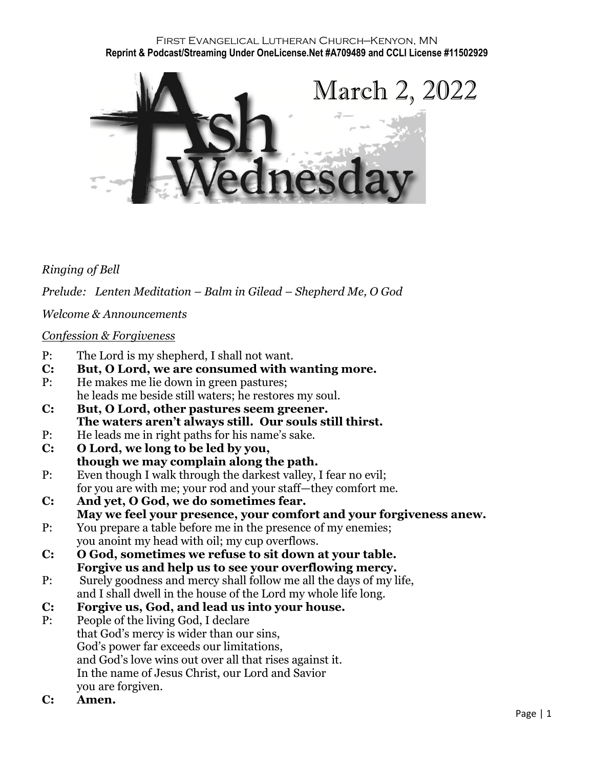First Evangelical Lutheran Church–Kenyon, MN
**Reprint & Podcast/Streaming Under OneLicense.Net #A709489 and CCLI License #11502929**

# Ash Wednesday

March 2, 2022

*Ringing of Bell*

*Prelude: Lenten Meditation – Balm in Gilead – Shepherd Me, O God*

*Welcome & Announcements*

*Confession & Forgiveness*

P: The Lord is my shepherd, I shall not want.
**C: But, O Lord, we are consumed with wanting more.**
P: He makes me lie down in green pastures;
he leads me beside still waters; he restores my soul.
**C: But, O Lord, other pastures seem greener.**
**The waters aren't always still. Our souls still thirst.**
P: He leads me in right paths for his name's sake.
**C: O Lord, we long to be led by you,**
**though we may complain along the path.**
P: Even though I walk through the darkest valley, I fear no evil;
for you are with me; your rod and your staff—they comfort me.
**C: And yet, O God, we do sometimes fear.**
**May we feel your presence, your comfort and your forgiveness anew.**
P: You prepare a table before me in the presence of my enemies;
you anoint my head with oil; my cup overflows.
**C: O God, sometimes we refuse to sit down at your table.**
**Forgive us and help us to see your overflowing mercy.**
P: Surely goodness and mercy shall follow me all the days of my life,
and I shall dwell in the house of the Lord my whole life long.
**C: Forgive us, God, and lead us into your house.**
P: People of the living God, I declare
that God's mercy is wider than our sins,
God's power far exceeds our limitations,
and God's love wins out over all that rises against it.
In the name of Jesus Christ, our Lord and Savior
you are forgiven.
**C: Amen.**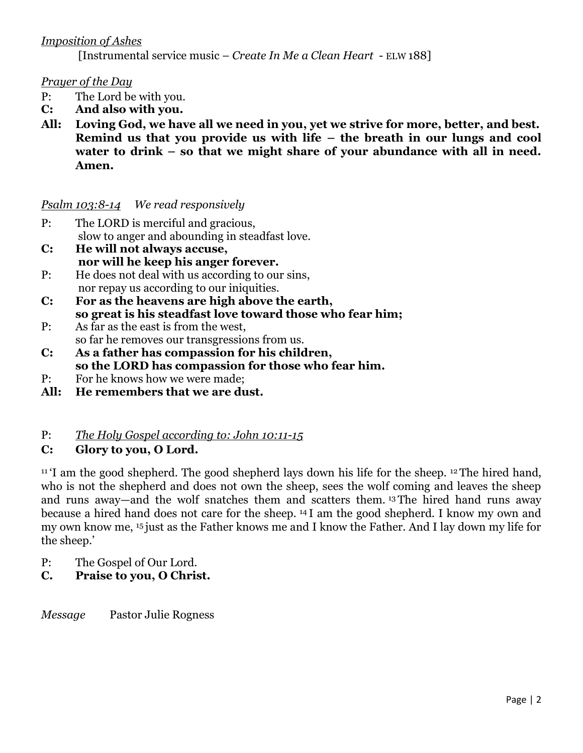*Imposition of Ashes*

[Instrumental service music – *Create In Me a Clean Heart* - ELW 188]

*Prayer of the Day*

P: The Lord be with you.

**C: And also with you.**

**All: Loving God, we have all we need in you, yet we strive for more, better, and best. Remind us that you provide us with life – the breath in our lungs and cool water to drink – so that we might share of your abundance with all in need. Amen.**

*Psalm 103:8-14* *We read responsively*

P: The LORD is merciful and gracious,
slow to anger and abounding in steadfast love.

**C: He will not always accuse,
nor will he keep his anger forever.**

P: He does not deal with us according to our sins,
nor repay us according to our iniquities.

**C: For as the heavens are high above the earth,
so great is his steadfast love toward those who fear him;**

P: As far as the east is from the west,
so far he removes our transgressions from us.

**C: As a father has compassion for his children,
so the LORD has compassion for those who fear him.**

P: For he knows how we were made;

**All: He remembers that we are dust.**

P: *The Holy Gospel according to: John 10:11-15*

**C: Glory to you, O Lord.**

11 'I am the good shepherd. The good shepherd lays down his life for the sheep. 12 The hired hand, who is not the shepherd and does not own the sheep, sees the wolf coming and leaves the sheep and runs away—and the wolf snatches them and scatters them. 13 The hired hand runs away because a hired hand does not care for the sheep. 14 I am the good shepherd. I know my own and my own know me, 15 just as the Father knows me and I know the Father. And I lay down my life for the sheep.'

P: The Gospel of Our Lord.

**C. Praise to you, O Christ.**

*Message* Pastor Julie Rogness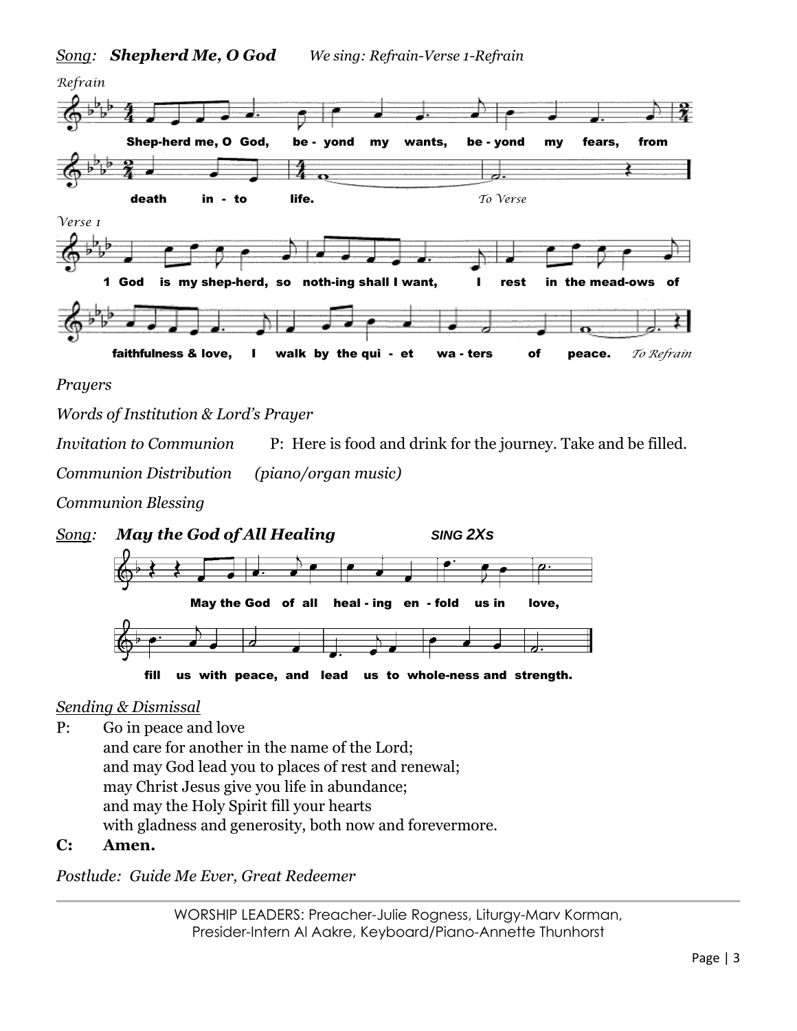*Song:* ***Shepherd Me, O God*** *We sing: Refrain-Verse 1-Refrain*

*Refrain*

Shep-herd me, O God, be - yond my wants, be - yond my fears, from death in - to life.

*To Verse*

*Verse 1*

1 God is my shep-herd, so noth-ing shall I want, I rest in the mead-ows of faithfulness & love, I walk by the qui - et wa - ters of peace.

*To Refrain*

*Prayers*

*Words of Institution & Lord's Prayer*

*Invitation to Communion* P: Here is food and drink for the journey. Take and be filled.

*Communion Distribution* *(piano/organ music)*

*Communion Blessing*

*Song:* ***May the God of All Healing*** ***SING 2Xs***

May the God of all heal - ing en - fold us in love, fill us with peace, and lead us to whole-ness and strength.

Sending & Dismissal

P: Go in peace and love
and care for another in the name of the Lord;
and may God lead you to places of rest and renewal;
may Christ Jesus give you life in abundance;
and may the Holy Spirit fill your hearts
with gladness and generosity, both now and forevermore.

**C: Amen.**

*Postlude: Guide Me Ever, Great Redeemer*

---

WORSHIP LEADERS: Preacher-Julie Rogness, Liturgy-Marv Korman, Presider-Intern Al Aakre, Keyboard/Piano-Annette Thunhorst